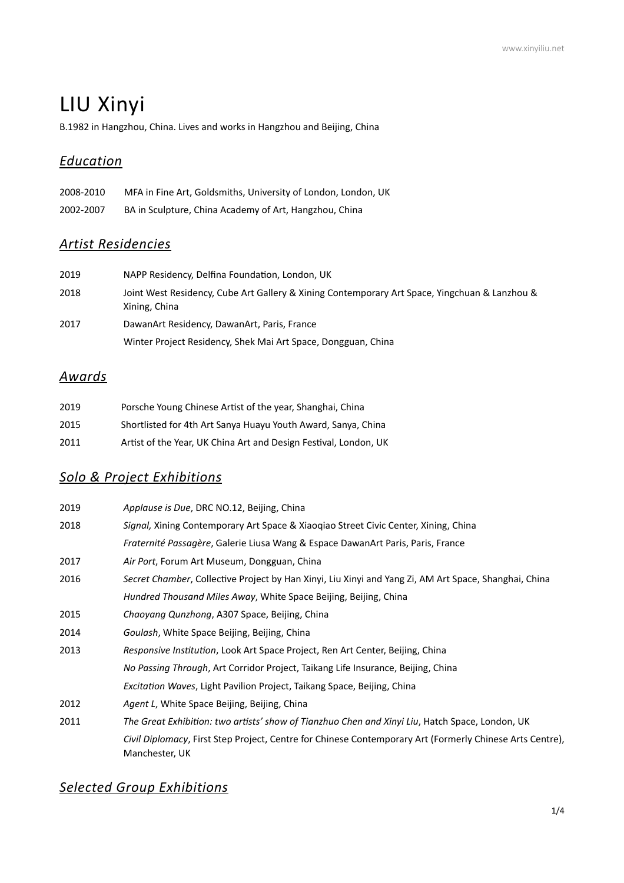# LIU Xinyi

B.1982 in Hangzhou, China. Lives and works in Hangzhou and Beijing, China

## *Education*

| | |
|---|---|
| 2008-2010 | MFA in Fine Art, Goldsmiths, University of London, London, UK |
| 2002-2007 | BA in Sculpture, China Academy of Art, Hangzhou, China |

## *Artist Residencies*

| | |
|---|---|
| 2019 | NAPP Residency, Delfina Foundation, London, UK |
| 2018 | Joint West Residency, Cube Art Gallery & Xining Contemporary Art Space, Yingchuan & Lanzhou & Xining, China |
| 2017 | DawanArt Residency, DawanArt, Paris, France |
| | Winter Project Residency, Shek Mai Art Space, Dongguan, China |

## *Awards*

| | |
|---|---|
| 2019 | Porsche Young Chinese Artist of the year, Shanghai, China |
| 2015 | Shortlisted for 4th Art Sanya Huayu Youth Award, Sanya, China |
| 2011 | Artist of the Year, UK China Art and Design Festival, London, UK |

## *Solo & Project Exhibitions*

| | |
|---|---|
| 2019 | *Applause is Due*, DRC NO.12, Beijing, China |
| 2018 | *Signal,* Xining Contemporary Art Space & Xiaoqiao Street Civic Center, Xining, China |
| | *Fraternité Passagère*, Galerie Liusa Wang & Espace DawanArt Paris, Paris, France |
| 2017 | *Air Port*, Forum Art Museum, Dongguan, China |
| 2016 | *Secret Chamber*, Collective Project by Han Xinyi, Liu Xinyi and Yang Zi, AM Art Space, Shanghai, China |
| | *Hundred Thousand Miles Away*, White Space Beijing, Beijing, China |
| 2015 | *Chaoyang Qunzhong*, A307 Space, Beijing, China |
| 2014 | *Goulash*, White Space Beijing, Beijing, China |
| 2013 | *Responsive Institution*, Look Art Space Project, Ren Art Center, Beijing, China |
| | *No Passing Through*, Art Corridor Project, Taikang Life Insurance, Beijing, China |
| | *Excitation Waves*, Light Pavilion Project, Taikang Space, Beijing, China |
| 2012 | *Agent L*, White Space Beijing, Beijing, China |
| 2011 | *The Great Exhibition: two artists' show of Tianzhuo Chen and Xinyi Liu*, Hatch Space, London, UK |
| | *Civil Diplomacy*, First Step Project, Centre for Chinese Contemporary Art (Formerly Chinese Arts Centre), Manchester, UK |

## *Selected Group Exhibitions*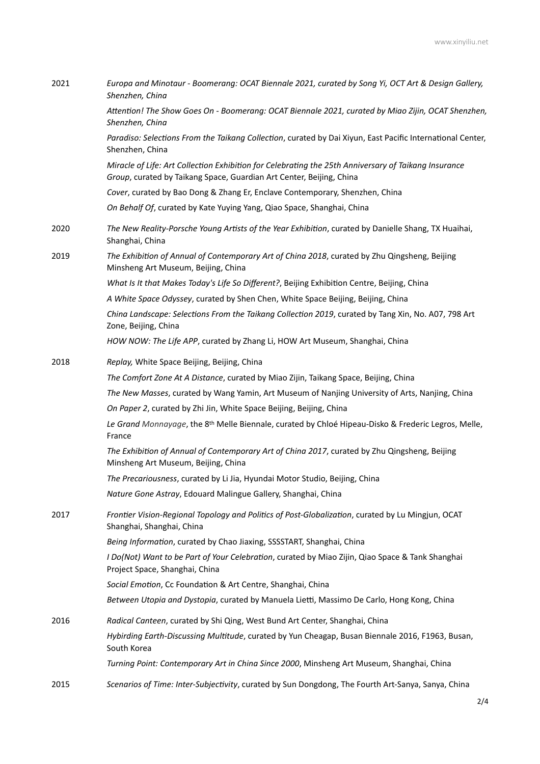2021

*Europa and Minotaur - Boomerang: OCAT Biennale 2021, curated by Song Yi, OCT Art & Design Gallery, Shenzhen, China*

*Attention! The Show Goes On - Boomerang: OCAT Biennale 2021, curated by Miao Zijin, OCAT Shenzhen, Shenzhen, China*

*Paradiso: Selections From the Taikang Collection*, curated by Dai Xiyun, East Pacific International Center, Shenzhen, China

*Miracle of Life: Art Collection Exhibition for Celebrating the 25th Anniversary of Taikang Insurance Group*, curated by Taikang Space, Guardian Art Center, Beijing, China

*Cover*, curated by Bao Dong & Zhang Er, Enclave Contemporary, Shenzhen, China

*On Behalf Of*, curated by Kate Yuying Yang, Qiao Space, Shanghai, China

2020

*The New Reality-Porsche Young Artists of the Year Exhibition*, curated by Danielle Shang, TX Huaihai, Shanghai, China

2019

*The Exhibition of Annual of Contemporary Art of China 2018*, curated by Zhu Qingsheng, Beijing Minsheng Art Museum, Beijing, China

*What Is It that Makes Today's Life So Different?*, Beijing Exhibition Centre, Beijing, China

*A White Space Odyssey*, curated by Shen Chen, White Space Beijing, Beijing, China

*China Landscape: Selections From the Taikang Collection 2019*, curated by Tang Xin, No. A07, 798 Art Zone, Beijing, China

*HOW NOW: The Life APP*, curated by Zhang Li, HOW Art Museum, Shanghai, China

2018

*Replay,* White Space Beijing, Beijing, China

*The Comfort Zone At A Distance*, curated by Miao Zijin, Taikang Space, Beijing, China

*The New Masses*, curated by Wang Yamin, Art Museum of Nanjing University of Arts, Nanjing, China

*On Paper 2*, curated by Zhi Jin, White Space Beijing, Beijing, China

*Le Grand Monnayage*, the 8th Melle Biennale, curated by Chloé Hipeau-Disko & Frederic Legros, Melle, France

*The Exhibition of Annual of Contemporary Art of China 2017*, curated by Zhu Qingsheng, Beijing Minsheng Art Museum, Beijing, China

*The Precariousness*, curated by Li Jia, Hyundai Motor Studio, Beijing, China

*Nature Gone Astray*, Edouard Malingue Gallery, Shanghai, China

2017

*Frontier Vision-Regional Topology and Politics of Post-Globalization*, curated by Lu Mingjun, OCAT Shanghai, Shanghai, China

*Being Information*, curated by Chao Jiaxing, SSSSTART, Shanghai, China

*I Do(Not) Want to be Part of Your Celebration*, curated by Miao Zijin, Qiao Space & Tank Shanghai Project Space, Shanghai, China

*Social Emotion*, Cc Foundation & Art Centre, Shanghai, China

*Between Utopia and Dystopia*, curated by Manuela Lietti, Massimo De Carlo, Hong Kong, China

2016

*Radical Canteen*, curated by Shi Qing, West Bund Art Center, Shanghai, China

*Hybirding Earth-Discussing Multitude*, curated by Yun Cheagap, Busan Biennale 2016, F1963, Busan, South Korea

*Turning Point: Contemporary Art in China Since 2000*, Minsheng Art Museum, Shanghai, China

2015

*Scenarios of Time: Inter-Subjectivity*, curated by Sun Dongdong, The Fourth Art-Sanya, Sanya, China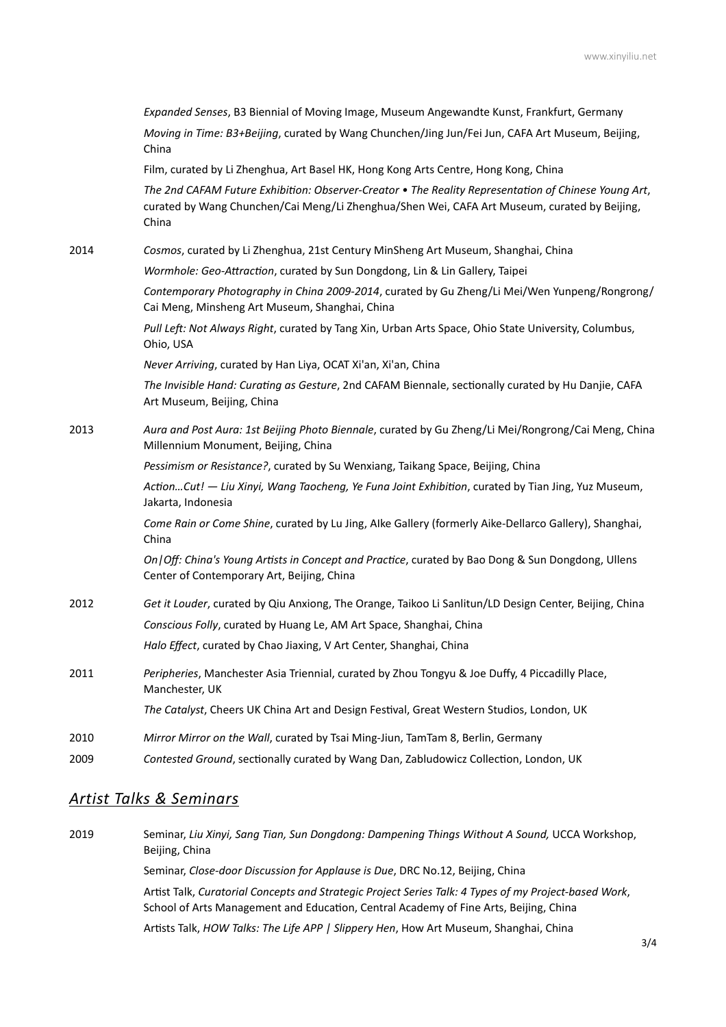*Expanded Senses*, B3 Biennial of Moving Image, Museum Angewandte Kunst, Frankfurt, Germany

*Moving in Time: B3+Beijing*, curated by Wang Chunchen/Jing Jun/Fei Jun, CAFA Art Museum, Beijing, China

Film, curated by Li Zhenghua, Art Basel HK, Hong Kong Arts Centre, Hong Kong, China

*The 2nd CAFAM Future Exhibition: Observer-Creator • The Reality Representation of Chinese Young Art*, curated by Wang Chunchen/Cai Meng/Li Zhenghua/Shen Wei, CAFA Art Museum, curated by Beijing, China

2014

*Cosmos*, curated by Li Zhenghua, 21st Century MinSheng Art Museum, Shanghai, China

*Wormhole: Geo-Attraction*, curated by Sun Dongdong, Lin & Lin Gallery, Taipei

*Contemporary Photography in China 2009-2014*, curated by Gu Zheng/Li Mei/Wen Yunpeng/Rongrong/Cai Meng, Minsheng Art Museum, Shanghai, China

*Pull Left: Not Always Right*, curated by Tang Xin, Urban Arts Space, Ohio State University, Columbus, Ohio, USA

*Never Arriving*, curated by Han Liya, OCAT Xi'an, Xi'an, China

*The Invisible Hand: Curating as Gesture*, 2nd CAFAM Biennale, sectionally curated by Hu Danjie, CAFA Art Museum, Beijing, China

2013

*Aura and Post Aura: 1st Beijing Photo Biennale*, curated by Gu Zheng/Li Mei/Rongrong/Cai Meng, China Millennium Monument, Beijing, China

*Pessimism or Resistance?*, curated by Su Wenxiang, Taikang Space, Beijing, China

*Action…Cut! — Liu Xinyi, Wang Taocheng, Ye Funa Joint Exhibition*, curated by Tian Jing, Yuz Museum, Jakarta, Indonesia

*Come Rain or Come Shine*, curated by Lu Jing, AIke Gallery (formerly Aike-Dellarco Gallery), Shanghai, China

*On|Off: China's Young Artists in Concept and Practice*, curated by Bao Dong & Sun Dongdong, Ullens Center of Contemporary Art, Beijing, China

2012

*Get it Louder*, curated by Qiu Anxiong, The Orange, Taikoo Li Sanlitun/LD Design Center, Beijing, China

*Conscious Folly*, curated by Huang Le, AM Art Space, Shanghai, China

*Halo Effect*, curated by Chao Jiaxing, V Art Center, Shanghai, China

2011

*Peripheries*, Manchester Asia Triennial, curated by Zhou Tongyu & Joe Duffy, 4 Piccadilly Place, Manchester, UK

*The Catalyst*, Cheers UK China Art and Design Festival, Great Western Studios, London, UK

2010

*Mirror Mirror on the Wall*, curated by Tsai Ming-Jiun, TamTam 8, Berlin, Germany

2009

*Contested Ground*, sectionally curated by Wang Dan, Zabludowicz Collection, London, UK

## *Artist Talks & Seminars*

2019

Seminar, *Liu Xinyi, Sang Tian, Sun Dongdong: Dampening Things Without A Sound,* UCCA Workshop, Beijing, China

Seminar, *Close-door Discussion for Applause is Due*, DRC No.12, Beijing, China

Artist Talk, *Curatorial Concepts and Strategic Project Series Talk: 4 Types of my Project-based Work*, School of Arts Management and Education, Central Academy of Fine Arts, Beijing, China

Artists Talk, *HOW Talks: The Life APP | Slippery Hen*, How Art Museum, Shanghai, China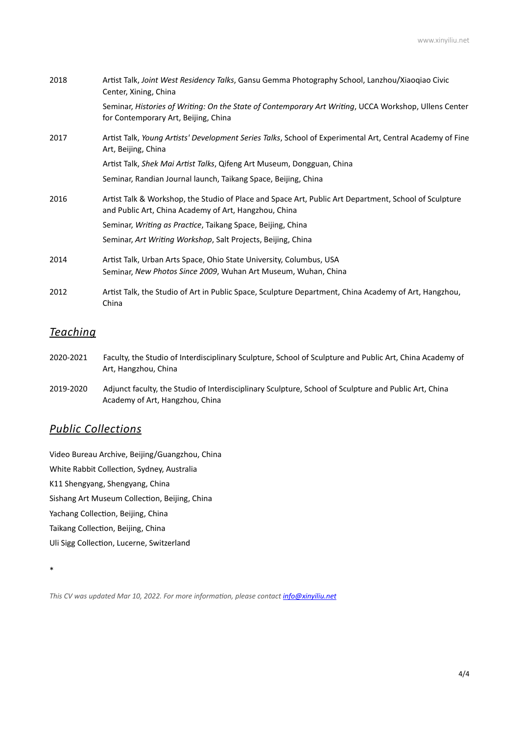2018 Artist Talk, *Joint West Residency Talks*, Gansu Gemma Photography School, Lanzhou/Xiaoqiao Civic Center, Xining, China

Seminar, *Histories of Writing: On the State of Contemporary Art Writing*, UCCA Workshop, Ullens Center for Contemporary Art, Beijing, China

2017 Artist Talk, *Young Artists' Development Series Talks*, School of Experimental Art, Central Academy of Fine Art, Beijing, China

Artist Talk, *Shek Mai Artist Talks*, Qifeng Art Museum, Dongguan, China

Seminar, Randian Journal launch, Taikang Space, Beijing, China

2016 Artist Talk & Workshop, the Studio of Place and Space Art, Public Art Department, School of Sculpture and Public Art, China Academy of Art, Hangzhou, China

Seminar, *Writing as Practice*, Taikang Space, Beijing, China

Seminar, *Art Writing Workshop*, Salt Projects, Beijing, China

2014 Artist Talk, Urban Arts Space, Ohio State University, Columbus, USA
Seminar, *New Photos Since 2009*, Wuhan Art Museum, Wuhan, China

2012 Artist Talk, the Studio of Art in Public Space, Sculpture Department, China Academy of Art, Hangzhou, China

## *Teaching*

2020-2021 Faculty, the Studio of Interdisciplinary Sculpture, School of Sculpture and Public Art, China Academy of Art, Hangzhou, China

2019-2020 Adjunct faculty, the Studio of Interdisciplinary Sculpture, School of Sculpture and Public Art, China Academy of Art, Hangzhou, China

## *Public Collections*

Video Bureau Archive, Beijing/Guangzhou, China

White Rabbit Collection, Sydney, Australia

K11 Shengyang, Shengyang, China

Sishang Art Museum Collection, Beijing, China

Yachang Collection, Beijing, China

Taikang Collection, Beijing, China

Uli Sigg Collection, Lucerne, Switzerland

*

*This CV was updated Mar 10, 2022. For more information, please contact info@xinyiliu.net*